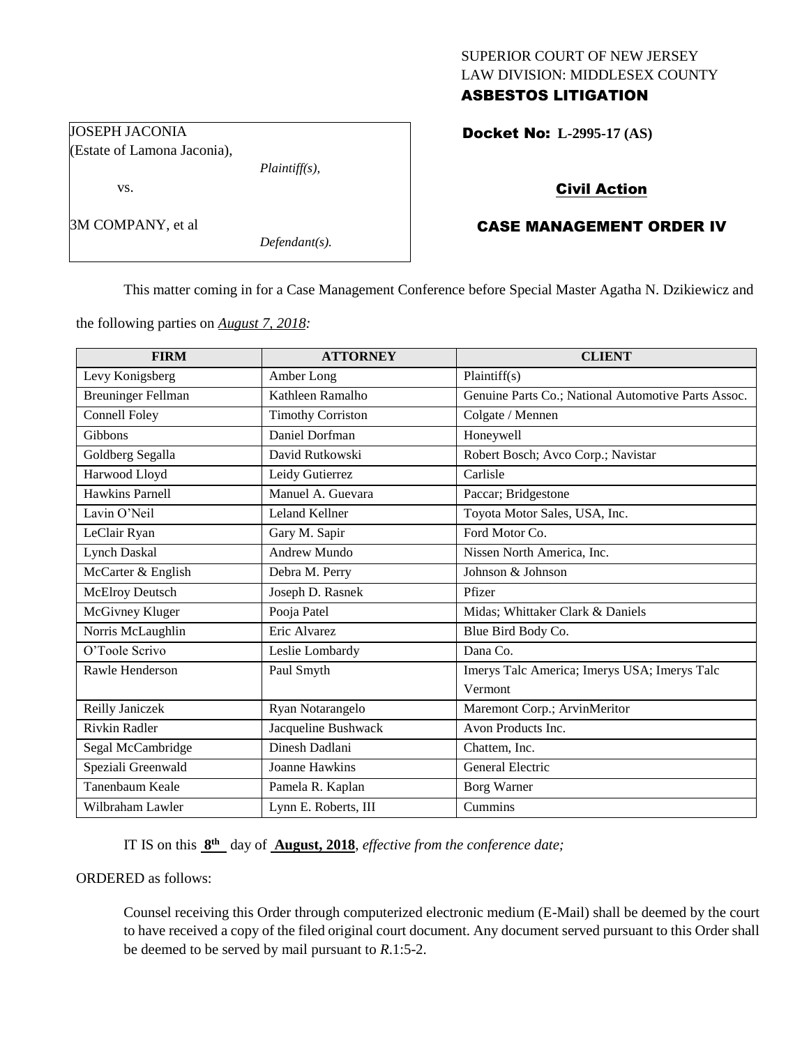SUPERIOR COURT OF NEW JERSEY
LAW DIVISION: MIDDLESEX COUNTY
**ASBESTOS LITIGATION**

JOSEPH JACONIA
(Estate of Lamona Jaconia),
*Plaintiff(s),*
vs.

3M COMPANY, et al
*Defendant(s).*

**Docket No: L-2995-17 (AS)**

**Civil Action**

**CASE MANAGEMENT ORDER IV**

This matter coming in for a Case Management Conference before Special Master Agatha N. Dzikiewicz and the following parties on *August 7, 2018:*

| FIRM | ATTORNEY | CLIENT |
|---|---|---|
| Levy Konigsberg | Amber Long | Plaintiff(s) |
| Breuninger Fellman | Kathleen Ramalho | Genuine Parts Co.; National Automotive Parts Assoc. |
| Connell Foley | Timothy Corriston | Colgate / Mennen |
| Gibbons | Daniel Dorfman | Honeywell |
| Goldberg Segalla | David Rutkowski | Robert Bosch; Avco Corp.; Navistar |
| Harwood Lloyd | Leidy Gutierrez | Carlisle |
| Hawkins Parnell | Manuel A. Guevara | Paccar; Bridgestone |
| Lavin O'Neil | Leland Kellner | Toyota Motor Sales, USA, Inc. |
| LeClair Ryan | Gary M. Sapir | Ford Motor Co. |
| Lynch Daskal | Andrew Mundo | Nissen North America, Inc. |
| McCarter & English | Debra M. Perry | Johnson & Johnson |
| McElroy Deutsch | Joseph D. Rasnek | Pfizer |
| McGivney Kluger | Pooja Patel | Midas; Whittaker Clark & Daniels |
| Norris McLaughlin | Eric Alvarez | Blue Bird Body Co. |
| O'Toole Scrivo | Leslie Lombardy | Dana Co. |
| Rawle Henderson | Paul Smyth | Imerys Talc America; Imerys USA; Imerys Talc Vermont |
| Reilly Janiczek | Ryan Notarangelo | Maremont Corp.; ArvinMeritor |
| Rivkin Radler | Jacqueline Bushwack | Avon Products Inc. |
| Segal McCambridge | Dinesh Dadlani | Chattem, Inc. |
| Speziali Greenwald | Joanne Hawkins | General Electric |
| Tanenbaum Keale | Pamela R. Kaplan | Borg Warner |
| Wilbraham Lawler | Lynn E. Roberts, III | Cummins |

IT IS on this **8th** day of **August, 2018**, *effective from the conference date;*

ORDERED as follows:

Counsel receiving this Order through computerized electronic medium (E-Mail) shall be deemed by the court to have received a copy of the filed original court document. Any document served pursuant to this Order shall be deemed to be served by mail pursuant to *R*.1:5-2.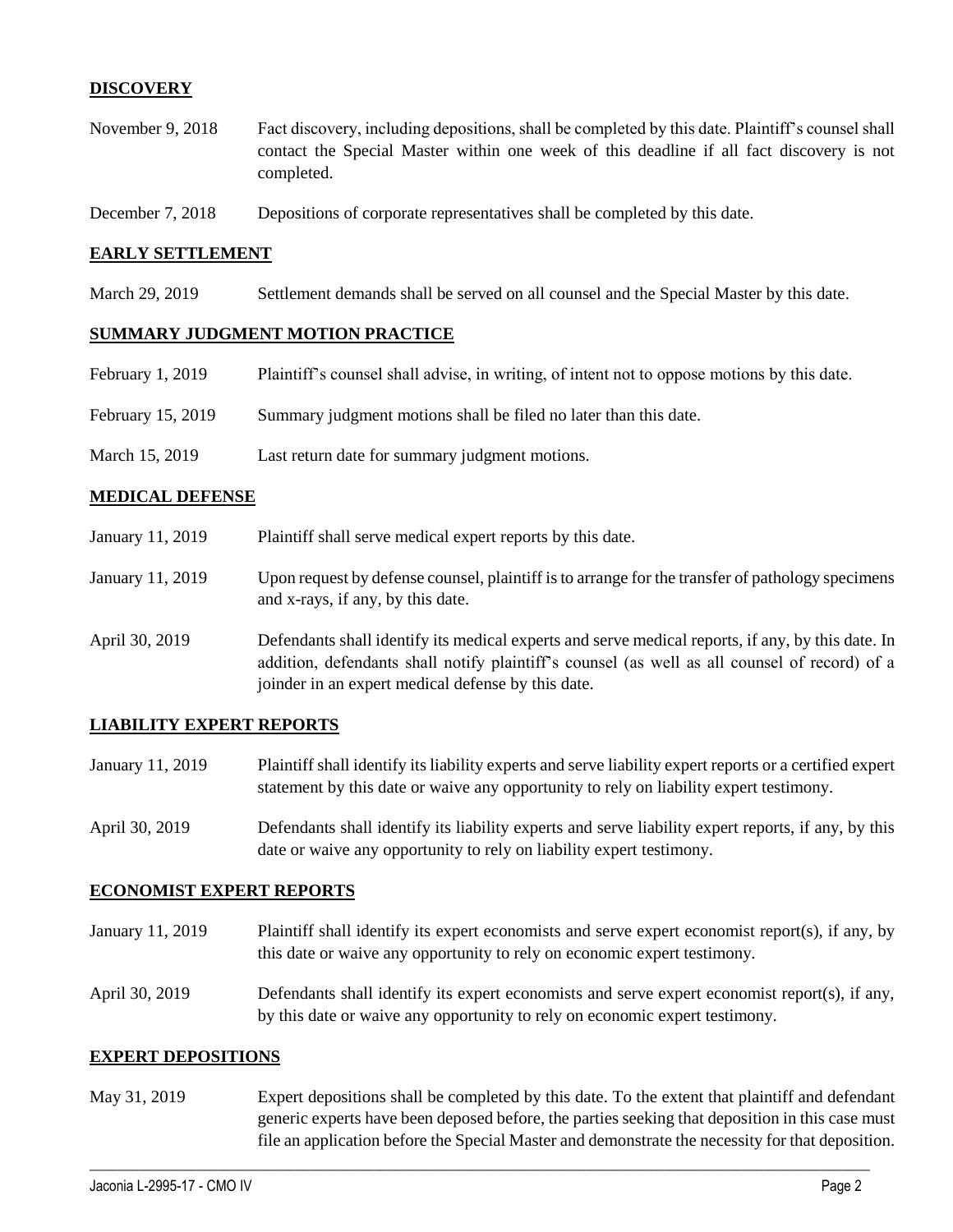## DISCOVERY

| | |
|---|---|
| November 9, 2018 | Fact discovery, including depositions, shall be completed by this date. Plaintiff's counsel shall contact the Special Master within one week of this deadline if all fact discovery is not completed. |
| December 7, 2018 | Depositions of corporate representatives shall be completed by this date. |

## EARLY SETTLEMENT

| | |
|---|---|
| March 29, 2019 | Settlement demands shall be served on all counsel and the Special Master by this date. |

## SUMMARY JUDGMENT MOTION PRACTICE

| | |
|---|---|
| February 1, 2019 | Plaintiff's counsel shall advise, in writing, of intent not to oppose motions by this date. |
| February 15, 2019 | Summary judgment motions shall be filed no later than this date. |
| March 15, 2019 | Last return date for summary judgment motions. |

## MEDICAL DEFENSE

| | |
|---|---|
| January 11, 2019 | Plaintiff shall serve medical expert reports by this date. |
| January 11, 2019 | Upon request by defense counsel, plaintiff is to arrange for the transfer of pathology specimens and x-rays, if any, by this date. |
| April 30, 2019 | Defendants shall identify its medical experts and serve medical reports, if any, by this date. In addition, defendants shall notify plaintiff's counsel (as well as all counsel of record) of a joinder in an expert medical defense by this date. |

## LIABILITY EXPERT REPORTS

| | |
|---|---|
| January 11, 2019 | Plaintiff shall identify its liability experts and serve liability expert reports or a certified expert statement by this date or waive any opportunity to rely on liability expert testimony. |
| April 30, 2019 | Defendants shall identify its liability experts and serve liability expert reports, if any, by this date or waive any opportunity to rely on liability expert testimony. |

## ECONOMIST EXPERT REPORTS

| | |
|---|---|
| January 11, 2019 | Plaintiff shall identify its expert economists and serve expert economist report(s), if any, by this date or waive any opportunity to rely on economic expert testimony. |
| April 30, 2019 | Defendants shall identify its expert economists and serve expert economist report(s), if any, by this date or waive any opportunity to rely on economic expert testimony. |

## EXPERT DEPOSITIONS

| | |
|---|---|
| May 31, 2019 | Expert depositions shall be completed by this date. To the extent that plaintiff and defendant generic experts have been deposed before, the parties seeking that deposition in this case must file an application before the Special Master and demonstrate the necessity for that deposition. |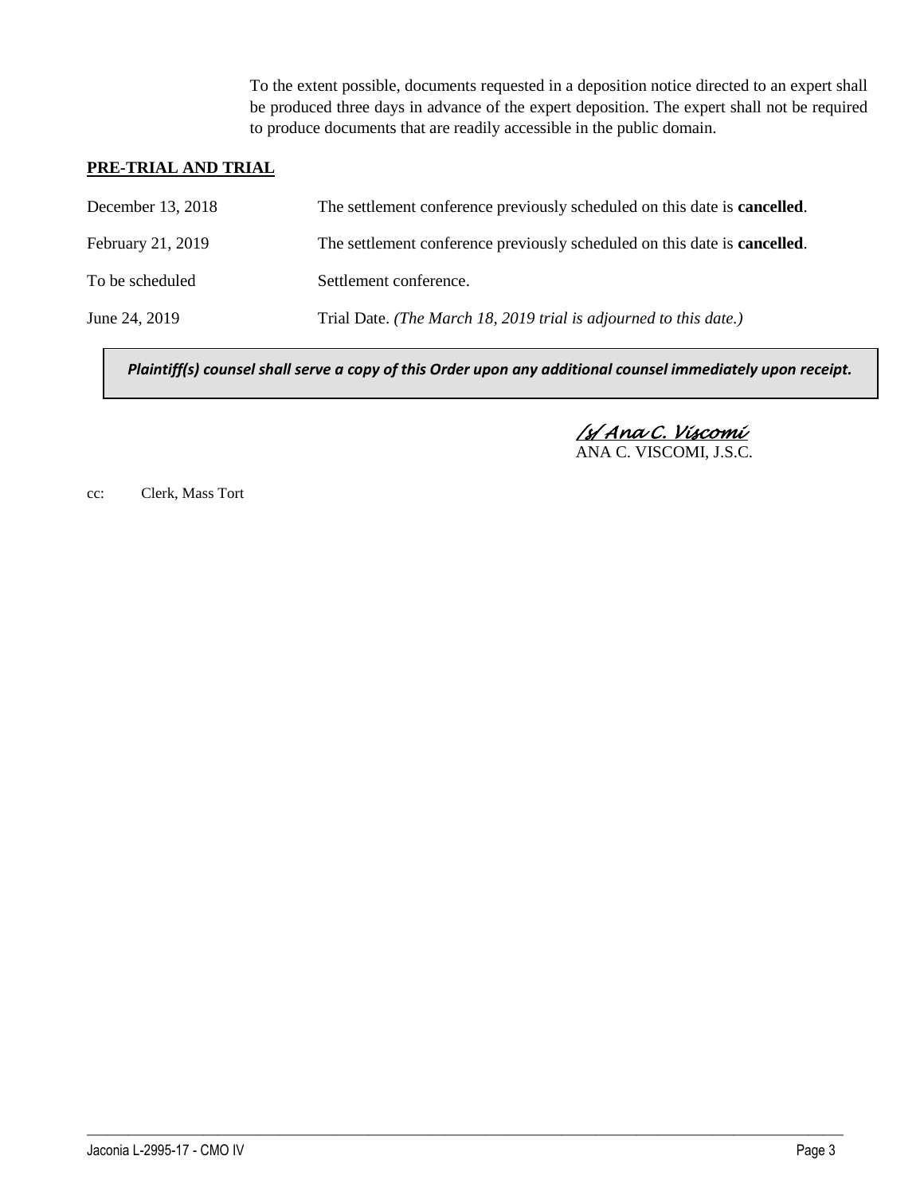To the extent possible, documents requested in a deposition notice directed to an expert shall be produced three days in advance of the expert deposition. The expert shall not be required to produce documents that are readily accessible in the public domain.

**PRE-TRIAL AND TRIAL**

| | |
|---|---|
| December 13, 2018 | The settlement conference previously scheduled on this date is **cancelled**. |
| February 21, 2019 | The settlement conference previously scheduled on this date is **cancelled**. |
| To be scheduled | Settlement conference. |
| June 24, 2019 | Trial Date. *(The March 18, 2019 trial is adjourned to this date.)* |

***Plaintiff(s) counsel shall serve a copy of this Order upon any additional counsel immediately upon receipt.***

*/s/ Ana C. Viscomi*
ANA C. VISCOMI, J.S.C.

cc: Clerk, Mass Tort